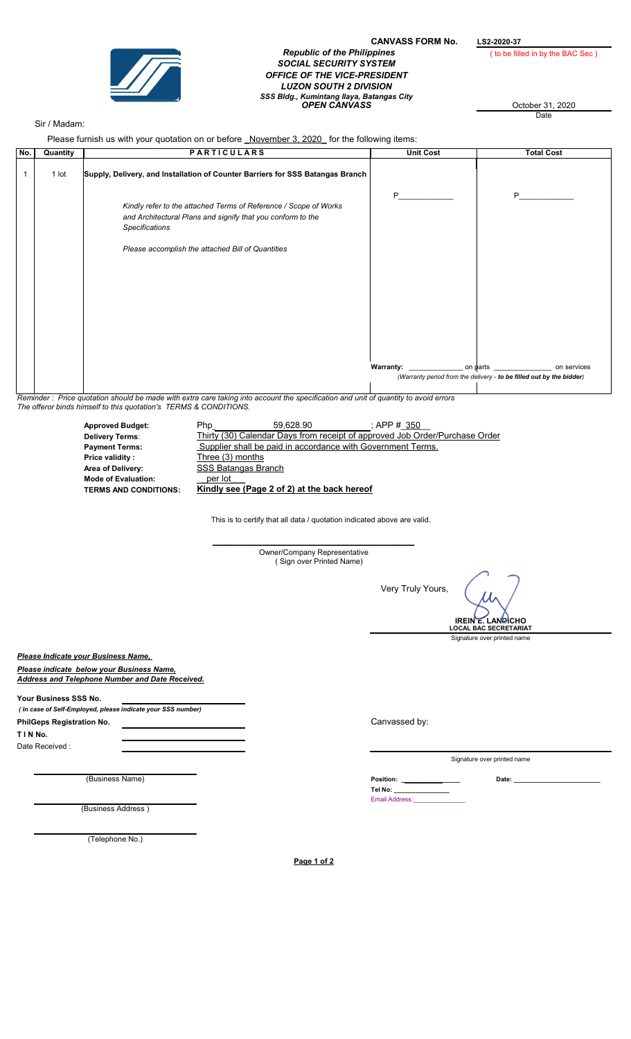**CANVASS FORM No.** LS2-2020-37

( to be filled in by the BAC Sec )

***Republic of the Philippines***
***SOCIAL SECURITY SYSTEM***
***OFFICE OF THE VICE-PRESIDENT***
***LUZON SOUTH 2 DIVISION***
***SSS Bldg., Kumintang Ilaya, Batangas City***
***OPEN CANVASS***

October 31, 2020
Date

Sir / Madam:

Please furnish us with your quotation on or before _November 3, 2020_ for the following items:

| No. | Quantity | PARTICULARS | Unit Cost | Total Cost |
|---|---|---|---|---|
| 1 | 1 lot | **Supply, Delivery, and Installation of Counter Barriers for SSS Batangas Branch**<br><br>*Kindly refer to the attached Terms of Reference / Scope of Works and Architectural Plans and signify that you conform to the Specifications*<br><br>*Please accomplish the attached Bill of Quantities* | P____________ | P____________ |
| | | | **Warranty:** _____________ on parts | _______________ on services<br>*(Warranty period from the delivery - **to be filled out by the bidder**)* |

*Reminder : Price quotation should be made with extra care taking into account the specification and unit of quantity to avoid errors*
*The offeror binds himself to this quotation's TERMS & CONDITIONS.*

| | |
|---|---|
| **Approved Budget:** | Php 59,628.90 ; APP # 350 |
| **Delivery Terms**: | Thirty (30) Calendar Days from receipt of approved Job Order/Purchase Order |
| **Payment Terms:** | Supplier shall be paid in accordance with Government Terms. |
| **Price validity :** | Three (3) months |
| **Area of Delivery:** | SSS Batangas Branch |
| **Mode of Evaluation:** | per lot |
| **TERMS AND CONDITIONS:** | **Kindly see (Page 2 of 2) at the back hereof** |

This is to certify that all data / quotation indicated above are valid.

______________________________
Owner/Company Representative
( Sign over Printed Name)

Very Truly Yours,

**IREIN E. LANDICHO**
**LOCAL BAC SECRETARIAT**
Signature over printed name

***Please Indicate your Business Name,***

***Please indicate below your Business Name, Address and Telephone Number and Date Received.***

**Your Business SSS No.** ______________________
*( In case of Self-Employed, please indicate your SSS number)*

**PhilGeps Registration No.** ______________________

**T I N No.** ______________________

Date Received : ______________________

______________________
(Business Name)

______________________
(Business Address )

______________________
(Telephone No.)

Canvassed by:

______________________
Signature over printed name

**Position:** ______________ **Date:** ______________________

**Tel No:** ______________

Email Address:______________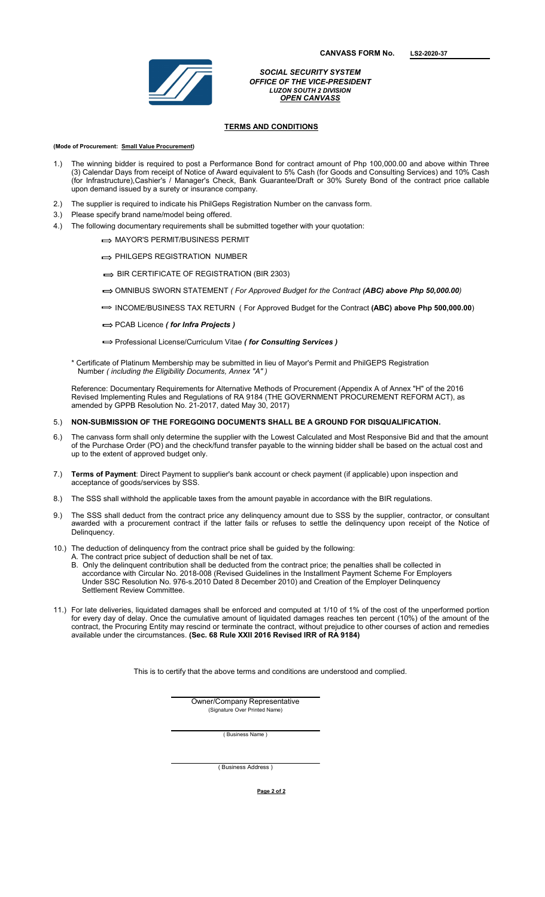**CANVASS FORM No.** LS2-2020-37

***SOCIAL SECURITY SYSTEM***
***OFFICE OF THE VICE-PRESIDENT***
***LUZON SOUTH 2 DIVISION***
***OPEN CANVASS***

## TERMS AND CONDITIONS

**(Mode of Procurement: Small Value Procurement)**

1.) The winning bidder is required to post a Performance Bond for contract amount of Php 100,000.00 and above within Three (3) Calendar Days from receipt of Notice of Award equivalent to 5% Cash (for Goods and Consulting Services) and 10% Cash (for Infrastructure),Cashier's / Manager's Check, Bank Guarantee/Draft or 30% Surety Bond of the contract price callable upon demand issued by a surety or insurance company.

2.) The supplier is required to indicate his PhilGeps Registration Number on the canvass form.

3.) Please specify brand name/model being offered.

4.) The following documentary requirements shall be submitted together with your quotation:

- ⟹ MAYOR'S PERMIT/BUSINESS PERMIT
- ⟹ PHILGEPS REGISTRATION NUMBER
- ⟹ BIR CERTIFICATE OF REGISTRATION (BIR 2303)
- ⟹ OMNIBUS SWORN STATEMENT *( For Approved Budget for the Contract **(ABC) above Php 50,000.00**)*
- ⟹ INCOME/BUSINESS TAX RETURN ( For Approved Budget for the Contract **(ABC) above Php 500,000.00**)
- ⟹ PCAB Licence ***( for Infra Projects )***
- ⟹ Professional License/Curriculum Vitae ***( for Consulting Services )***

\* Certificate of Platinum Membership may be submitted in lieu of Mayor's Permit and PhilGEPS Registration Number *( including the Eligibility Documents, Annex "A" )*

Reference: Documentary Requirements for Alternative Methods of Procurement (Appendix A of Annex "H" of the 2016 Revised Implementing Rules and Regulations of RA 9184 (THE GOVERNMENT PROCUREMENT REFORM ACT), as amended by GPPB Resolution No. 21-2017, dated May 30, 2017)

5.) **NON-SUBMISSION OF THE FOREGOING DOCUMENTS SHALL BE A GROUND FOR DISQUALIFICATION.**

6.) The canvass form shall only determine the supplier with the Lowest Calculated and Most Responsive Bid and that the amount of the Purchase Order (PO) and the check/fund transfer payable to the winning bidder shall be based on the actual cost and up to the extent of approved budget only.

7.) **Terms of Payment**: Direct Payment to supplier's bank account or check payment (if applicable) upon inspection and acceptance of goods/services by SSS.

8.) The SSS shall withhold the applicable taxes from the amount payable in accordance with the BIR regulations.

9.) The SSS shall deduct from the contract price any delinquency amount due to SSS by the supplier, contractor, or consultant awarded with a procurement contract if the latter fails or refuses to settle the delinquency upon receipt of the Notice of Delinquency.

10.) The deduction of delinquency from the contract price shall be guided by the following:
A. The contract price subject of deduction shall be net of tax.
B. Only the delinquent contribution shall be deducted from the contract price; the penalties shall be collected in accordance with Circular No. 2018-008 (Revised Guidelines in the Installment Payment Scheme For Employers Under SSC Resolution No. 976-s.2010 Dated 8 December 2010) and Creation of the Employer Delinquency Settlement Review Committee.

11.) For late deliveries, liquidated damages shall be enforced and computed at 1/10 of 1% of the cost of the unperformed portion for every day of delay. Once the cumulative amount of liquidated damages reaches ten percent (10%) of the amount of the contract, the Procuring Entity may rescind or terminate the contract, without prejudice to other courses of action and remedies available under the circumstances. **(Sec. 68 Rule XXII 2016 Revised IRR of RA 9184)**

This is to certify that the above terms and conditions are understood and complied.

\_\_\_\_\_\_\_\_\_\_\_\_\_\_\_\_\_\_\_\_\_\_\_\_\_\_\_\_\_\_
Owner/Company Representative
(Signature Over Printed Name)

\_\_\_\_\_\_\_\_\_\_\_\_\_\_\_\_\_\_\_\_\_\_\_\_\_\_\_\_\_\_
( Business Name )

\_\_\_\_\_\_\_\_\_\_\_\_\_\_\_\_\_\_\_\_\_\_\_\_\_\_\_\_\_\_
( Business Address )